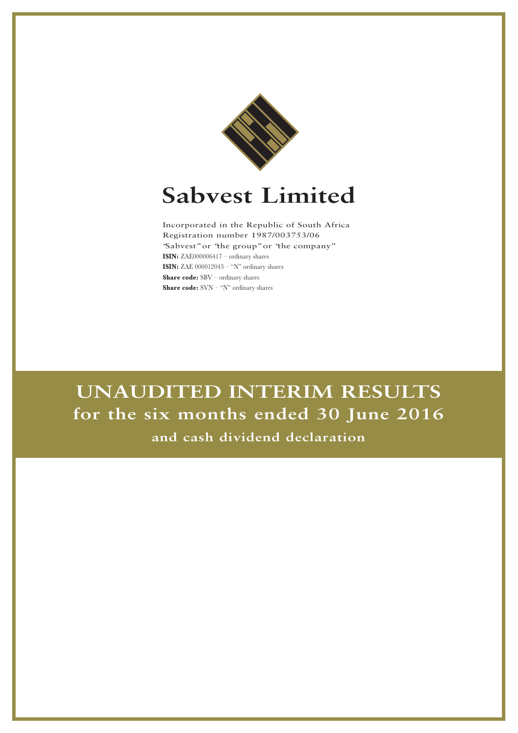# Sabvest Limited

Incorporated in the Republic of South Africa
Registration number 1987/003753/06
"Sabvest" or "the group" or "the company"
**ISIN:** ZAE000006417 – ordinary shares
**ISIN:** ZAE 000012043 – "N" ordinary shares
**Share code:** SBV – ordinary shares
**Share code:** SVN – "N" ordinary shares

# UNAUDITED INTERIM RESULTS
## for the six months ended 30 June 2016
### and cash dividend declaration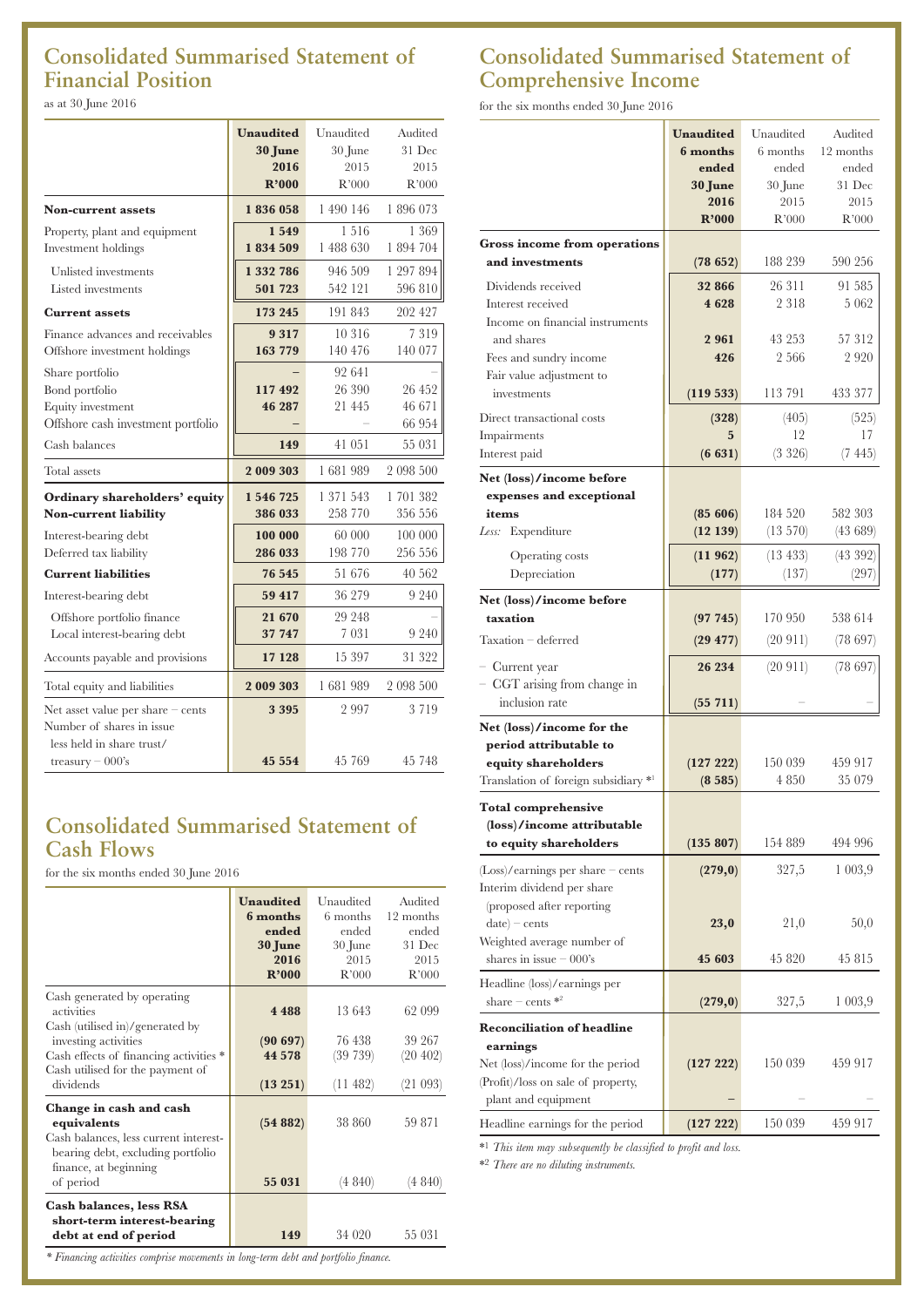## Consolidated Summarised Statement of Financial Position

as at 30 June 2016

| | **Unaudited 30 June 2016 R'000** | Unaudited 30 June 2015 R'000 | Audited 31 Dec 2015 R'000 |
|---|---|---|---|
| **Non-current assets** | **1 836 058** | 1 490 146 | 1 896 073 |
| Property, plant and equipment | **1 549** | 1 516 | 1 369 |
| Investment holdings | **1 834 509** | 1 488 630 | 1 894 704 |
| Unlisted investments | **1 332 786** | 946 509 | 1 297 894 |
| Listed investments | **501 723** | 542 121 | 596 810 |
| **Current assets** | **173 245** | 191 843 | 202 427 |
| Finance advances and receivables | **9 317** | 10 316 | 7 319 |
| Offshore investment holdings | **163 779** | 140 476 | 140 077 |
| Share portfolio | – | 92 641 | – |
| Bond portfolio | **117 492** | 26 390 | 26 452 |
| Equity investment | **46 287** | 21 445 | 46 671 |
| Offshore cash investment portfolio | – | – | 66 954 |
| Cash balances | **149** | 41 051 | 55 031 |
| Total assets | **2 009 303** | 1 681 989 | 2 098 500 |
| **Ordinary shareholders' equity** | **1 546 725** | 1 371 543 | 1 701 382 |
| **Non-current liability** | **386 033** | 258 770 | 356 556 |
| Interest-bearing debt | **100 000** | 60 000 | 100 000 |
| Deferred tax liability | **286 033** | 198 770 | 256 556 |
| **Current liabilities** | **76 545** | 51 676 | 40 562 |
| Interest-bearing debt | **59 417** | 36 279 | 9 240 |
| Offshore portfolio finance | **21 670** | 29 248 | – |
| Local interest-bearing debt | **37 747** | 7 031 | 9 240 |
| Accounts payable and provisions | **17 128** | 15 397 | 31 322 |
| Total equity and liabilities | **2 009 303** | 1 681 989 | 2 098 500 |
| Net asset value per share – cents | **3 395** | 2 997 | 3 719 |
| Number of shares in issue less held in share trust/ treasury – 000's | **45 554** | 45 769 | 45 748 |

## Consolidated Summarised Statement of Cash Flows

for the six months ended 30 June 2016

| | **Unaudited 6 months ended 30 June 2016 R'000** | Unaudited 6 months ended 30 June 2015 R'000 | Audited 12 months ended 31 Dec 2015 R'000 |
|---|---|---|---|
| Cash generated by operating activities | **4 488** | 13 643 | 62 099 |
| Cash (utilised in)/generated by investing activities | **(90 697)** | 76 438 | 39 267 |
| Cash effects of financing activities * | **44 578** | (39 739) | (20 402) |
| Cash utilised for the payment of dividends | **(13 251)** | (11 482) | (21 093) |
| **Change in cash and cash equivalents** | **(54 882)** | 38 860 | 59 871 |
| Cash balances, less current interest-bearing debt, excluding portfolio finance, at beginning of period | **55 031** | (4 840) | (4 840) |
| **Cash balances, less RSA short-term interest-bearing debt at end of period** | **149** | 34 020 | 55 031 |

*\* Financing activities comprise movements in long-term debt and portfolio finance.*

## Consolidated Summarised Statement of Comprehensive Income

for the six months ended 30 June 2016

| | **Unaudited 6 months ended 30 June 2016 R'000** | Unaudited 6 months ended 30 June 2015 R'000 | Audited 12 months ended 31 Dec 2015 R'000 |
|---|---|---|---|
| **Gross income from operations and investments** | **(78 652)** | 188 239 | 590 256 |
| Dividends received | **32 866** | 26 311 | 91 585 |
| Interest received | **4 628** | 2 318 | 5 062 |
| Income on financial instruments and shares | **2 961** | 43 253 | 57 312 |
| Fees and sundry income | **426** | 2 566 | 2 920 |
| Fair value adjustment to investments | **(119 533)** | 113 791 | 433 377 |
| Direct transactional costs | **(328)** | (405) | (525) |
| Impairments | **5** | 12 | 17 |
| Interest paid | **(6 631)** | (3 326) | (7 445) |
| **Net (loss)/income before expenses and exceptional items** | **(85 606)** | 184 520 | 582 303 |
| *Less:* Expenditure | **(12 139)** | (13 570) | (43 689) |
| Operating costs | **(11 962)** | (13 433) | (43 392) |
| Depreciation | **(177)** | (137) | (297) |
| **Net (loss)/income before taxation** | **(97 745)** | 170 950 | 538 614 |
| Taxation – deferred | **(29 477)** | (20 911) | (78 697) |
| – Current year | **26 234** | (20 911) | (78 697) |
| – CGT arising from change in inclusion rate | **(55 711)** | – | – |
| **Net (loss)/income for the period attributable to equity shareholders** | **(127 222)** | 150 039 | 459 917 |
| Translation of foreign subsidiary *[1] | **(8 585)** | 4 850 | 35 079 |
| **Total comprehensive (loss)/income attributable to equity shareholders** | **(135 807)** | 154 889 | 494 996 |
| (Loss)/earnings per share – cents | **(279,0)** | 327,5 | 1 003,9 |
| Interim dividend per share (proposed after reporting date) – cents | **23,0** | 21,0 | 50,0 |
| Weighted average number of shares in issue – 000's | **45 603** | 45 820 | 45 815 |
| Headline (loss)/earnings per share – cents *[2] | **(279,0)** | 327,5 | 1 003,9 |
| **Reconciliation of headline earnings** | | | |
| Net (loss)/income for the period | **(127 222)** | 150 039 | 459 917 |
| (Profit)/loss on sale of property, plant and equipment | – | – | – |
| Headline earnings for the period | **(127 222)** | 150 039 | 459 917 |

*[1] *This item may subsequently be classified to profit and loss.*

*[2] *There are no diluting instruments.*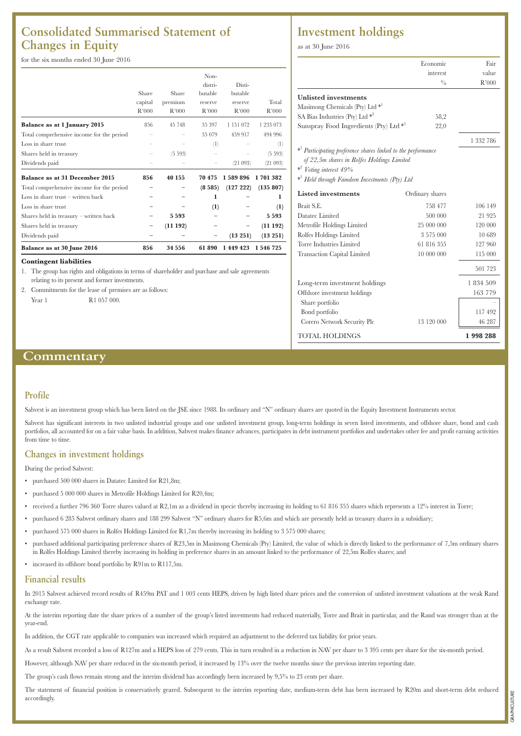## Consolidated Summarised Statement of Changes in Equity

for the six months ended 30 June 2016

| | Share capital R'000 | Share premium R'000 | Non-distributable reserve R'000 | Distributable reserve R'000 | Total R'000 |
|---|---|---|---|---|---|
| **Balance as at 1 January 2015** | 856 | 45 748 | 35 397 | 1 151 072 | 1 233 073 |
| Total comprehensive income for the period | – | – | 35 079 | 459 917 | 494 996 |
| Loss in share trust | – | – | (1) | – | (1) |
| Shares held in treasury | – | (5 593) | – | – | (5 593) |
| Dividends paid | – | – | – | (21 093) | (21 093) |
| **Balance as at 31 December 2015** | **856** | **40 155** | **70 475** | **1 589 896** | **1 701 382** |
| Total comprehensive income for the period | – | – | **(8 585)** | **(127 222)** | **(135 807)** |
| Loss in share trust – written back | – | – | **1** | – | **1** |
| Loss in share trust | – | – | **(1)** | – | **(1)** |
| Shares held in treasury – written back | – | **5 593** | – | – | **5 593** |
| Shares held in treasury | – | **(11 192)** | – | – | **(11 192)** |
| Dividends paid | – | – | – | **(13 251)** | **(13 251)** |
| **Balance as at 30 June 2016** | **856** | **34 556** | **61 890** | **1 449 423** | **1 546 725** |

**Contingent liabilities**

1. The group has rights and obligations in terms of shareholder and purchase and sale agreements relating to its present and former investments.
2. Commitments for the lease of premises are as follows:
   Year 1 R1 057 000.

## Investment holdings

as at 30 June 2016

| | Economic interest % | Fair value R'000 |
|---|---|---|
| **Unlisted investments** | | |
| Masimong Chemicals (Pty) Ltd *[1] | | |
| SA Bias Industries (Pty) Ltd *[2] | 58,2 | |
| Sunspray Food Ingredients (Pty) Ltd *[3] | 22,0 | |
| | | 1 332 786 |

*[1] *Participating preference shares linked to the performance of 22,5m shares in Rolfes Holdings Limited*
*[2] *Voting interest 49%*
*[3] *Held through Famdeen Investments (Pty) Ltd*

| **Listed investments** | Ordinary shares | |
|---|---|---|
| Brait S.E. | 758 477 | 106 149 |
| Datatec Limited | 500 000 | 21 925 |
| Metrofile Holdings Limited | 25 000 000 | 120 000 |
| Rolfes Holdings Limited | 3 575 000 | 10 689 |
| Torre Industries Limited | 61 816 355 | 127 960 |
| Transaction Capital Limited | 10 000 000 | 115 000 |
| | | 501 723 |
| Long-term investment holdings | | 1 834 509 |
| Offshore investment holdings | | 163 779 |
| Share portfolio | | – |
| Bond portfolio | | 117 492 |
| Corero Network Security Plc | 13 120 000 | 46 287 |
| TOTAL HOLDINGS | | **1 998 288** |

# Commentary

## Profile

Sabvest is an investment group which has been listed on the JSE since 1988. Its ordinary and "N" ordinary shares are quoted in the Equity Investment Instruments sector.

Sabvest has significant interests in two unlisted industrial groups and one unlisted investment group, long-term holdings in seven listed investments, and offshore share, bond and cash portfolios, all accounted for on a fair value basis. In addition, Sabvest makes finance advances, participates in debt instrument portfolios and undertakes other fee and profit earning activities from time to time.

## Changes in investment holdings

During the period Sabvest:

- purchased 500 000 shares in Datatec Limited for R21,8m;
- purchased 5 000 000 shares in Metrofile Holdings Limited for R20,4m;
- received a further 796 360 Torre shares valued at R2,1m as a dividend in specie thereby increasing its holding to 61 816 355 shares which represents a 12% interest in Torre;
- purchased 6 285 Sabvest ordinary shares and 188 299 Sabvest "N" ordinary shares for R5,6m and which are presently held as treasury shares in a subsidiary;
- purchased 575 000 shares in Rolfes Holdings Limited for R1,7m thereby increasing its holding to 3 575 000 shares;
- purchased additional participating preference shares of R23,5m in Masimong Chemicals (Pty) Limited, the value of which is directly linked to the performance of 7,5m ordinary shares in Rolfes Holdings Limited thereby increasing its holding in preference shares in an amount linked to the performance of 22,5m Rolfes shares; and
- increased its offshore bond portfolio by R91m to R117,5m.

## Financial results

In 2015 Sabvest achieved record results of R459m PAT and 1 003 cents HEPS, driven by high listed share prices and the conversion of unlisted investment valuations at the weak Rand exchange rate.

At the interim reporting date the share prices of a number of the group's listed investments had reduced materially, Torre and Brait in particular, and the Rand was stronger than at the year-end.

In addition, the CGT rate applicable to companies was increased which required an adjustment to the deferred tax liability for prior years.

As a result Sabvest recorded a loss of R127m and a HEPS loss of 279 cents. This in turn resulted in a reduction in NAV per share to 3 395 cents per share for the six-month period.

However, although NAV per share reduced in the six-month period, it increased by 13% over the twelve months since the previous interim reporting date.

The group's cash flows remain strong and the interim dividend has accordingly been increased by 9,5% to 23 cents per share.

The statement of financial position is conservatively geared. Subsequent to the interim reporting date, medium-term debt has been increased by R20m and short-term debt reduced accordingly.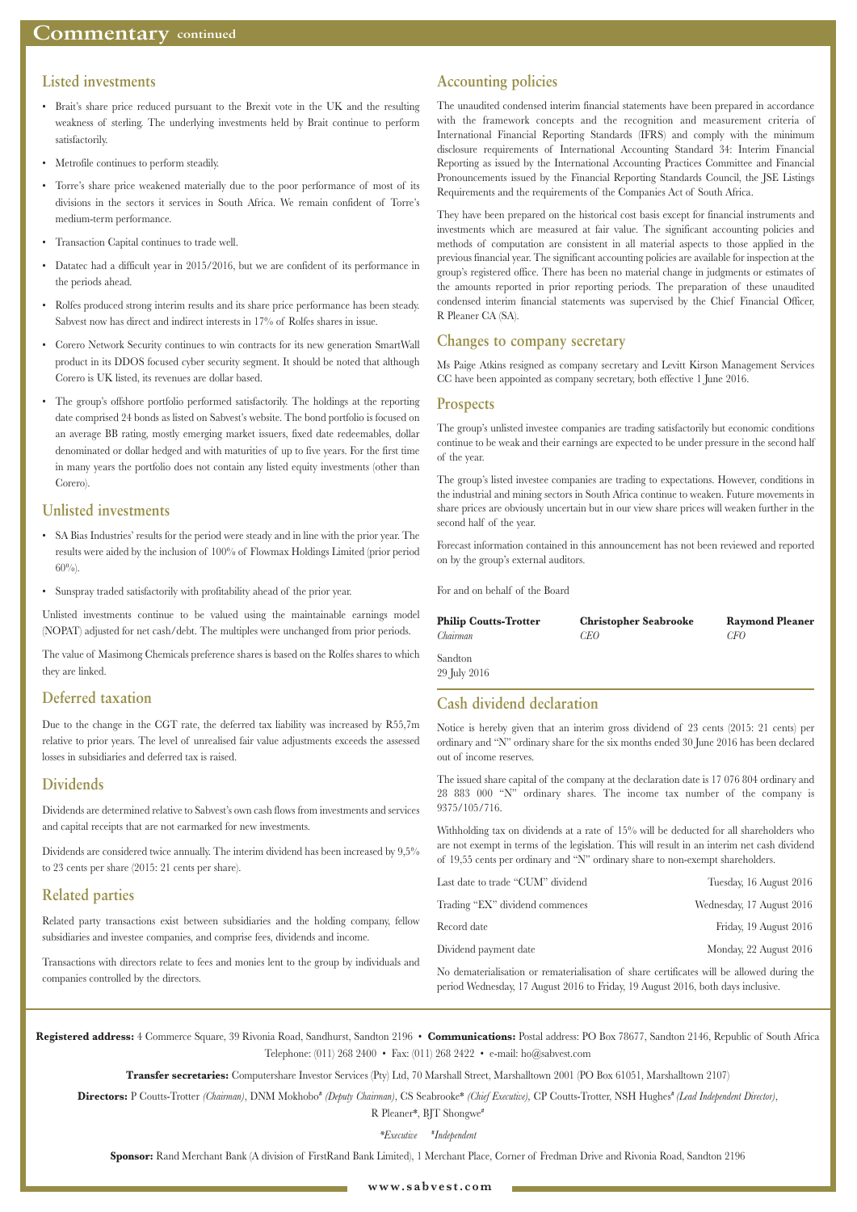# Commentary continued

## Listed investments

- Brait's share price reduced pursuant to the Brexit vote in the UK and the resulting weakness of sterling. The underlying investments held by Brait continue to perform satisfactorily.
- Metrofile continues to perform steadily.
- Torre's share price weakened materially due to the poor performance of most of its divisions in the sectors it services in South Africa. We remain confident of Torre's medium-term performance.
- Transaction Capital continues to trade well.
- Datatec had a difficult year in 2015/2016, but we are confident of its performance in the periods ahead.
- Rolfes produced strong interim results and its share price performance has been steady. Sabvest now has direct and indirect interests in 17% of Rolfes shares in issue.
- Corero Network Security continues to win contracts for its new generation SmartWall product in its DDOS focused cyber security segment. It should be noted that although Corero is UK listed, its revenues are dollar based.
- The group's offshore portfolio performed satisfactorily. The holdings at the reporting date comprised 24 bonds as listed on Sabvest's website. The bond portfolio is focused on an average BB rating, mostly emerging market issuers, fixed date redeemables, dollar denominated or dollar hedged and with maturities of up to five years. For the first time in many years the portfolio does not contain any listed equity investments (other than Corero).

## Unlisted investments

- SA Bias Industries' results for the period were steady and in line with the prior year. The results were aided by the inclusion of 100% of Flowmax Holdings Limited (prior period 60%).
- Sunspray traded satisfactorily with profitability ahead of the prior year.

Unlisted investments continue to be valued using the maintainable earnings model (NOPAT) adjusted for net cash/debt. The multiples were unchanged from prior periods.

The value of Masimong Chemicals preference shares is based on the Rolfes shares to which they are linked.

## Deferred taxation

Due to the change in the CGT rate, the deferred tax liability was increased by R55,7m relative to prior years. The level of unrealised fair value adjustments exceeds the assessed losses in subsidiaries and deferred tax is raised.

## Dividends

Dividends are determined relative to Sabvest's own cash flows from investments and services and capital receipts that are not earmarked for new investments.

Dividends are considered twice annually. The interim dividend has been increased by 9,5% to 23 cents per share (2015: 21 cents per share).

## Related parties

Related party transactions exist between subsidiaries and the holding company, fellow subsidiaries and investee companies, and comprise fees, dividends and income.

Transactions with directors relate to fees and monies lent to the group by individuals and companies controlled by the directors.

## Accounting policies

The unaudited condensed interim financial statements have been prepared in accordance with the framework concepts and the recognition and measurement criteria of International Financial Reporting Standards (IFRS) and comply with the minimum disclosure requirements of International Accounting Standard 34: Interim Financial Reporting as issued by the International Accounting Practices Committee and Financial Pronouncements issued by the Financial Reporting Standards Council, the JSE Listings Requirements and the requirements of the Companies Act of South Africa.

They have been prepared on the historical cost basis except for financial instruments and investments which are measured at fair value. The significant accounting policies and methods of computation are consistent in all material aspects to those applied in the previous financial year. The significant accounting policies are available for inspection at the group's registered office. There has been no material change in judgments or estimates of the amounts reported in prior reporting periods. The preparation of these unaudited condensed interim financial statements was supervised by the Chief Financial Officer, R Pleaner CA (SA).

## Changes to company secretary

Ms Paige Atkins resigned as company secretary and Levitt Kirson Management Services CC have been appointed as company secretary, both effective 1 June 2016.

## Prospects

The group's unlisted investee companies are trading satisfactorily but economic conditions continue to be weak and their earnings are expected to be under pressure in the second half of the year.

The group's listed investee companies are trading to expectations. However, conditions in the industrial and mining sectors in South Africa continue to weaken. Future movements in share prices are obviously uncertain but in our view share prices will weaken further in the second half of the year.

Forecast information contained in this announcement has not been reviewed and reported on by the group's external auditors.

For and on behalf of the Board

| **Philip Coutts-Trotter** | **Christopher Seabrooke** | **Raymond Pleaner** |
|---|---|---|
| *Chairman* | *CEO* | *CFO* |

Sandton
29 July 2016

## Cash dividend declaration

Notice is hereby given that an interim gross dividend of 23 cents (2015: 21 cents) per ordinary and "N" ordinary share for the six months ended 30 June 2016 has been declared out of income reserves.

The issued share capital of the company at the declaration date is 17 076 804 ordinary and 28 883 000 "N" ordinary shares. The income tax number of the company is 9375/105/716.

Withholding tax on dividends at a rate of 15% will be deducted for all shareholders who are not exempt in terms of the legislation. This will result in an interim net cash dividend of 19,55 cents per ordinary and "N" ordinary share to non-exempt shareholders.

| | |
|---|---|
| Last date to trade "CUM" dividend | Tuesday, 16 August 2016 |
| Trading "EX" dividend commences | Wednesday, 17 August 2016 |
| Record date | Friday, 19 August 2016 |
| Dividend payment date | Monday, 22 August 2016 |

No dematerialisation or rematerialisation of share certificates will be allowed during the period Wednesday, 17 August 2016 to Friday, 19 August 2016, both days inclusive.

**Registered address:** 4 Commerce Square, 39 Rivonia Road, Sandhurst, Sandton 2196 • **Communications:** Postal address: PO Box 78677, Sandton 2146, Republic of South Africa
Telephone: (011) 268 2400 • Fax: (011) 268 2422 • e-mail: ho@sabvest.com

**Transfer secretaries:** Computershare Investor Services (Pty) Ltd, 70 Marshall Street, Marshalltown 2001 (PO Box 61051, Marshalltown 2107)

**Directors:** P Coutts-Trotter *(Chairman)*, DNM Mokhobo# *(Deputy Chairman)*, CS Seabrooke* *(Chief Executive)*, CP Coutts-Trotter, NSH Hughes# *(Lead Independent Director)*, R Pleaner*, BJT Shongwe#

*\*Executive #Independent*

**Sponsor:** Rand Merchant Bank (A division of FirstRand Bank Limited), 1 Merchant Place, Corner of Fredman Drive and Rivonia Road, Sandton 2196

www.sabvest.com